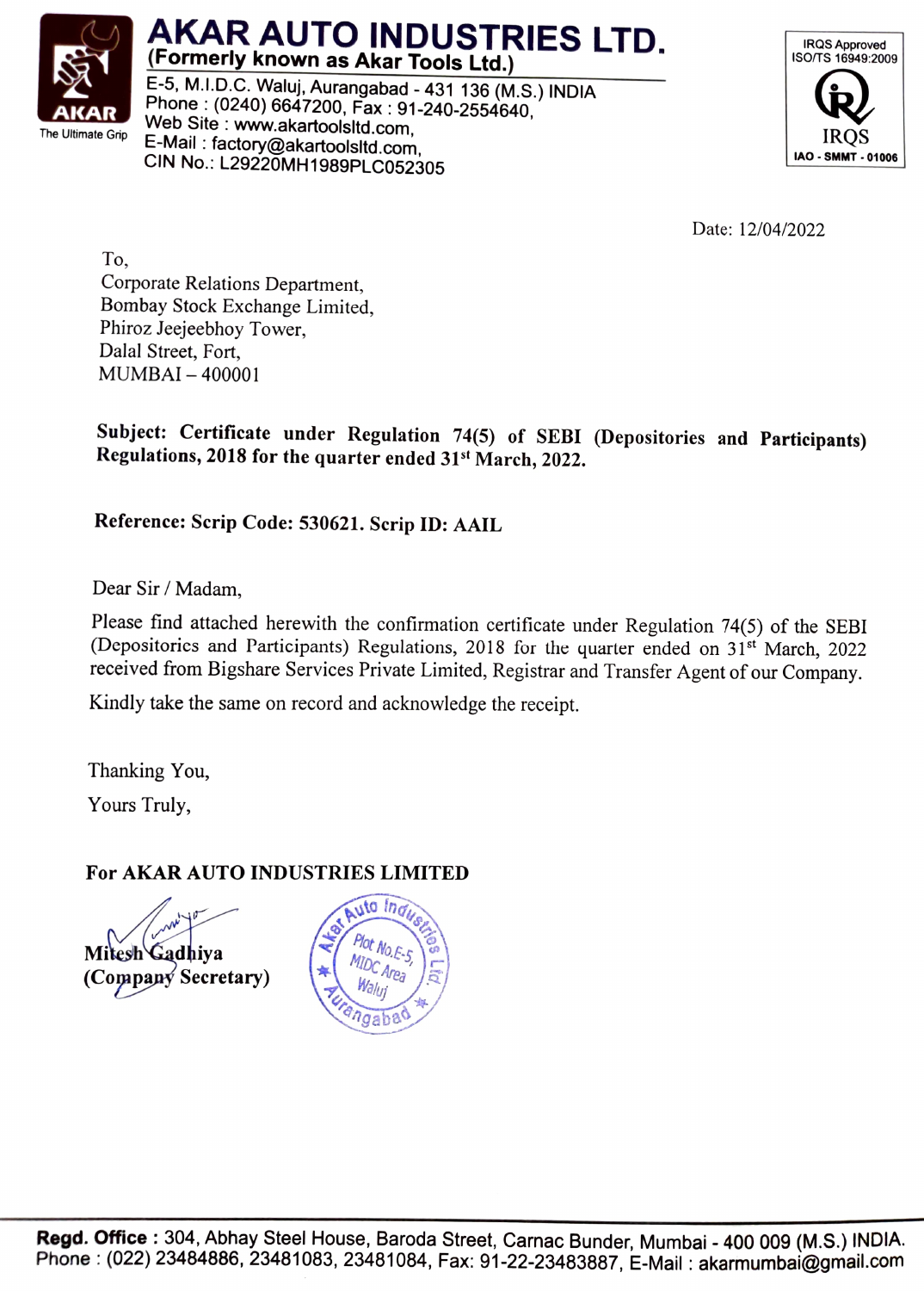# AKAR AUTO INDUSTRIES LTD.

**(Formerly known as Akar Tools Ltd.)**

E-5, M.I.D.C. Waluj, Aurangabad - 431 136 (M.S.) INDIA
Phone : (0240) 6647200, Fax : 91-240-2554640,
Web Site : www.akartoolsltd.com,
E-Mail : factory@akartoolsltd.com,
CIN No.: L29220MH1989PLC052305

AKAR
The Ultimate Grip

IRQS Approved
ISO/TS 16949:2009
IRQS
IAO - SMMT - 01006

Date: 12/04/2022

To,
Corporate Relations Department,
Bombay Stock Exchange Limited,
Phiroz Jeejeebhoy Tower,
Dalal Street, Fort,
MUMBAI – 400001

**Subject: Certificate under Regulation 74(5) of SEBI (Depositories and Participants) Regulations, 2018 for the quarter ended 31st March, 2022.**

**Reference: Scrip Code: 530621. Scrip ID: AAIL**

Dear Sir / Madam,

Please find attached herewith the confirmation certificate under Regulation 74(5) of the SEBI (Depositories and Participants) Regulations, 2018 for the quarter ended on 31st March, 2022 received from Bigshare Services Private Limited, Registrar and Transfer Agent of our Company.

Kindly take the same on record and acknowledge the receipt.

Thanking You,

Yours Truly,

**For AKAR AUTO INDUSTRIES LIMITED**

**Mitesh Gadhiya**
**(Company Secretary)**

Akar Auto Industries Ltd. Plot No.E-5, MIDC Area Waluj Aurangabad

**Regd. Office :** 304, Abhay Steel House, Baroda Street, Carnac Bunder, Mumbai - 400 009 (M.S.) INDIA.
Phone : (022) 23484886, 23481083, 23481084, Fax: 91-22-23483887, E-Mail : akarmumbai@gmail.com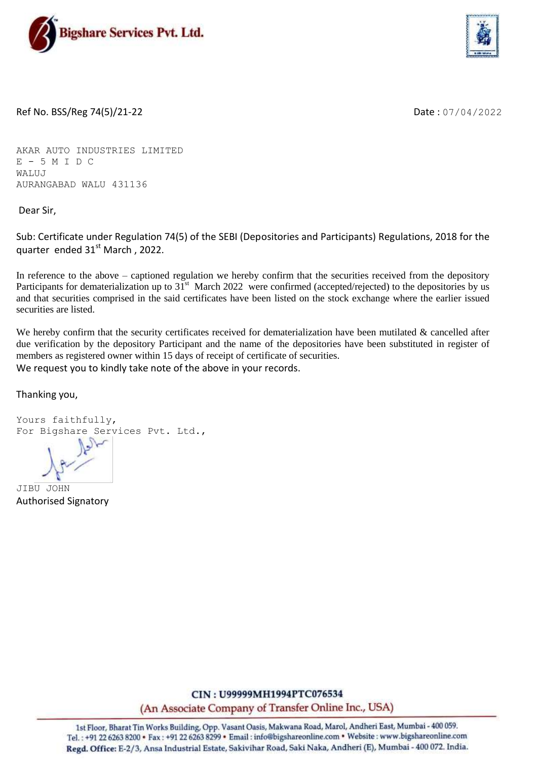**Bigshare Services Pvt. Ltd.**

Ref No. BSS/Reg 74(5)/21-22

Date : 07/04/2022

AKAR AUTO INDUSTRIES LIMITED
E - 5 M I D C
WALUJ
AURANGABAD WALU 431136

Dear Sir,

Sub: Certificate under Regulation 74(5) of the SEBI (Depositories and Participants) Regulations, 2018 for the quarter ended 31st March , 2022.

In reference to the above – captioned regulation we hereby confirm that the securities received from the depository Participants for dematerialization up to 31st March 2022 were confirmed (accepted/rejected) to the depositories by us and that securities comprised in the said certificates have been listed on the stock exchange where the earlier issued securities are listed.

We hereby confirm that the security certificates received for dematerialization have been mutilated & cancelled after due verification by the depository Participant and the name of the depositories have been substituted in register of members as registered owner within 15 days of receipt of certificate of securities.
We request you to kindly take note of the above in your records.

Thanking you,

Yours faithfully,
For Bigshare Services Pvt. Ltd.,

JIBU JOHN
Authorised Signatory

CIN : U99999MH1994PTC076534
(An Associate Company of Transfer Online Inc., USA)

1st Floor, Bharat Tin Works Building, Opp. Vasant Oasis, Makwana Road, Marol, Andheri East, Mumbai - 400 059.
Tel. : +91 22 6263 8200 • Fax : +91 22 6263 8299 • Email : info@bigshareonline.com • Website : www.bigshareonline.com
**Regd. Office:** E-2/3, Ansa Industrial Estate, Sakivihar Road, Saki Naka, Andheri (E), Mumbai - 400 072. India.